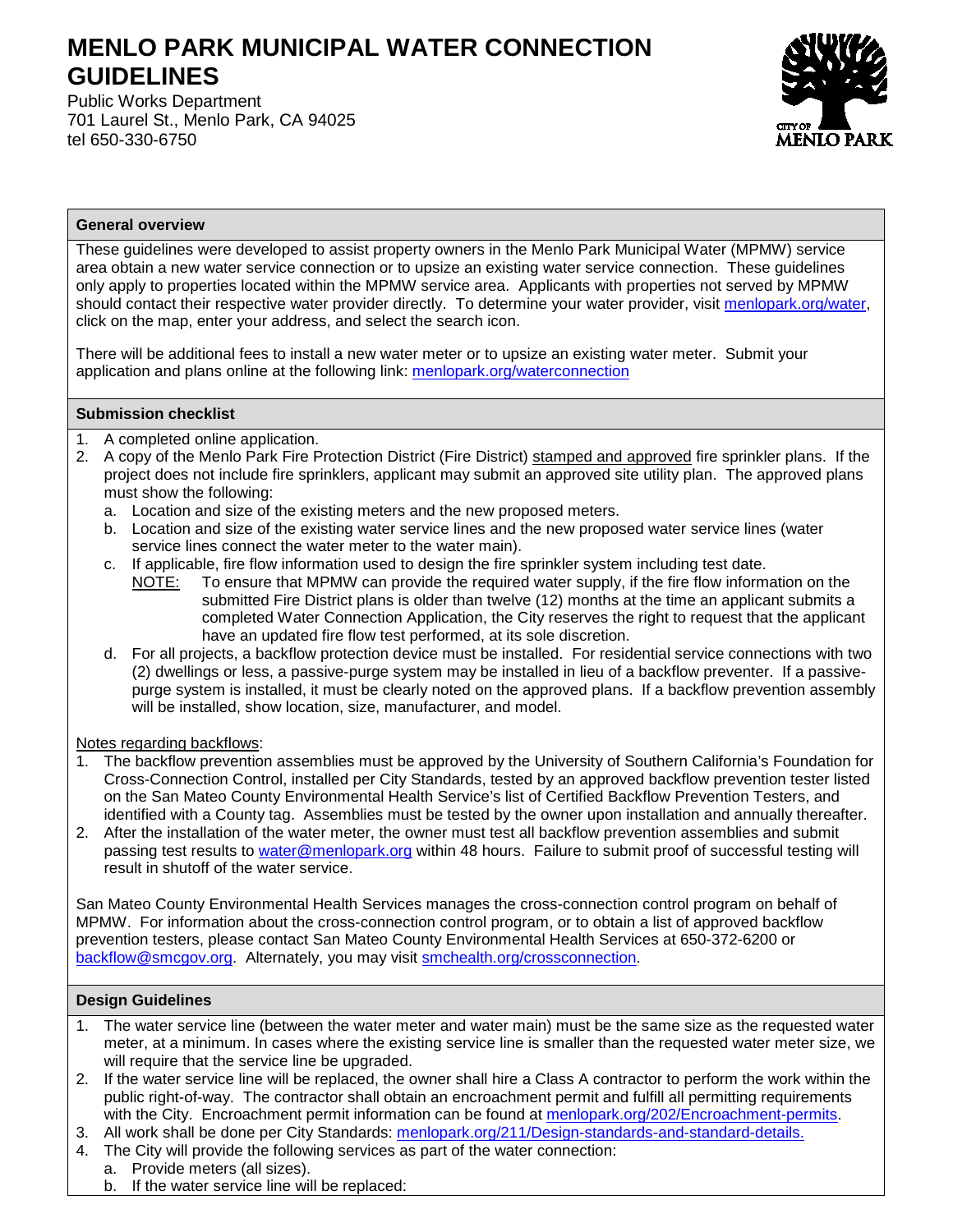# MENLO PARK MUNICIPAL WATER CONNECTION GUIDELINES

Public Works Department
701 Laurel St., Menlo Park, CA 94025
tel 650-330-6750

## General overview

These guidelines were developed to assist property owners in the Menlo Park Municipal Water (MPMW) service area obtain a new water service connection or to upsize an existing water service connection. These guidelines only apply to properties located within the MPMW service area. Applicants with properties not served by MPMW should contact their respective water provider directly. To determine your water provider, visit menlopark.org/water, click on the map, enter your address, and select the search icon.

There will be additional fees to install a new water meter or to upsize an existing water meter. Submit your application and plans online at the following link: menlopark.org/waterconnection

## Submission checklist

1. A completed online application.
2. A copy of the Menlo Park Fire Protection District (Fire District) stamped and approved fire sprinkler plans. If the project does not include fire sprinklers, applicant may submit an approved site utility plan. The approved plans must show the following:
   a. Location and size of the existing meters and the new proposed meters.
   b. Location and size of the existing water service lines and the new proposed water service lines (water service lines connect the water meter to the water main).
   c. If applicable, fire flow information used to design the fire sprinkler system including test date.
   NOTE: To ensure that MPMW can provide the required water supply, if the fire flow information on the submitted Fire District plans is older than twelve (12) months at the time an applicant submits a completed Water Connection Application, the City reserves the right to request that the applicant have an updated fire flow test performed, at its sole discretion.
   d. For all projects, a backflow protection device must be installed. For residential service connections with two (2) dwellings or less, a passive-purge system may be installed in lieu of a backflow preventer. If a passive-purge system is installed, it must be clearly noted on the approved plans. If a backflow prevention assembly will be installed, show location, size, manufacturer, and model.

Notes regarding backflows:

1. The backflow prevention assemblies must be approved by the University of Southern California's Foundation for Cross-Connection Control, installed per City Standards, tested by an approved backflow prevention tester listed on the San Mateo County Environmental Health Service's list of Certified Backflow Prevention Testers, and identified with a County tag. Assemblies must be tested by the owner upon installation and annually thereafter.
2. After the installation of the water meter, the owner must test all backflow prevention assemblies and submit passing test results to water@menlopark.org within 48 hours. Failure to submit proof of successful testing will result in shutoff of the water service.

San Mateo County Environmental Health Services manages the cross-connection control program on behalf of MPMW. For information about the cross-connection control program, or to obtain a list of approved backflow prevention testers, please contact San Mateo County Environmental Health Services at 650-372-6200 or backflow@smcgov.org. Alternately, you may visit smchealth.org/crossconnection.

## Design Guidelines

1. The water service line (between the water meter and water main) must be the same size as the requested water meter, at a minimum. In cases where the existing service line is smaller than the requested water meter size, we will require that the service line be upgraded.
2. If the water service line will be replaced, the owner shall hire a Class A contractor to perform the work within the public right-of-way. The contractor shall obtain an encroachment permit and fulfill all permitting requirements with the City. Encroachment permit information can be found at menlopark.org/202/Encroachment-permits.
3. All work shall be done per City Standards: menlopark.org/211/Design-standards-and-standard-details.
4. The City will provide the following services as part of the water connection:
   a. Provide meters (all sizes).
   b. If the water service line will be replaced: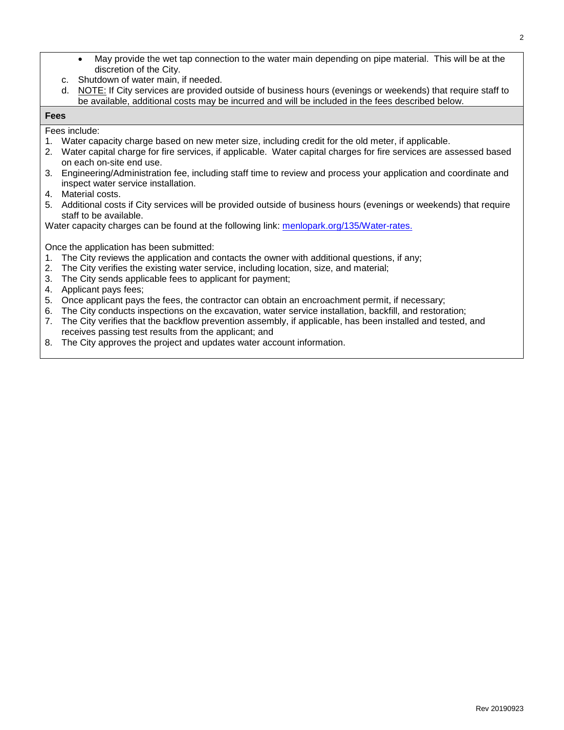- May provide the wet tap connection to the water main depending on pipe material. This will be at the discretion of the City.

c. Shutdown of water main, if needed.

d. NOTE: If City services are provided outside of business hours (evenings or weekends) that require staff to be available, additional costs may be incurred and will be included in the fees described below.

## Fees

Fees include:

1. Water capacity charge based on new meter size, including credit for the old meter, if applicable.
2. Water capital charge for fire services, if applicable. Water capital charges for fire services are assessed based on each on-site end use.
3. Engineering/Administration fee, including staff time to review and process your application and coordinate and inspect water service installation.
4. Material costs.
5. Additional costs if City services will be provided outside of business hours (evenings or weekends) that require staff to be available.

Water capacity charges can be found at the following link: [menlopark.org/135/Water-rates.](menlopark.org/135/Water-rates)

Once the application has been submitted:

1. The City reviews the application and contacts the owner with additional questions, if any;
2. The City verifies the existing water service, including location, size, and material;
3. The City sends applicable fees to applicant for payment;
4. Applicant pays fees;
5. Once applicant pays the fees, the contractor can obtain an encroachment permit, if necessary;
6. The City conducts inspections on the excavation, water service installation, backfill, and restoration;
7. The City verifies that the backflow prevention assembly, if applicable, has been installed and tested, and receives passing test results from the applicant; and
8. The City approves the project and updates water account information.

Rev 20190923